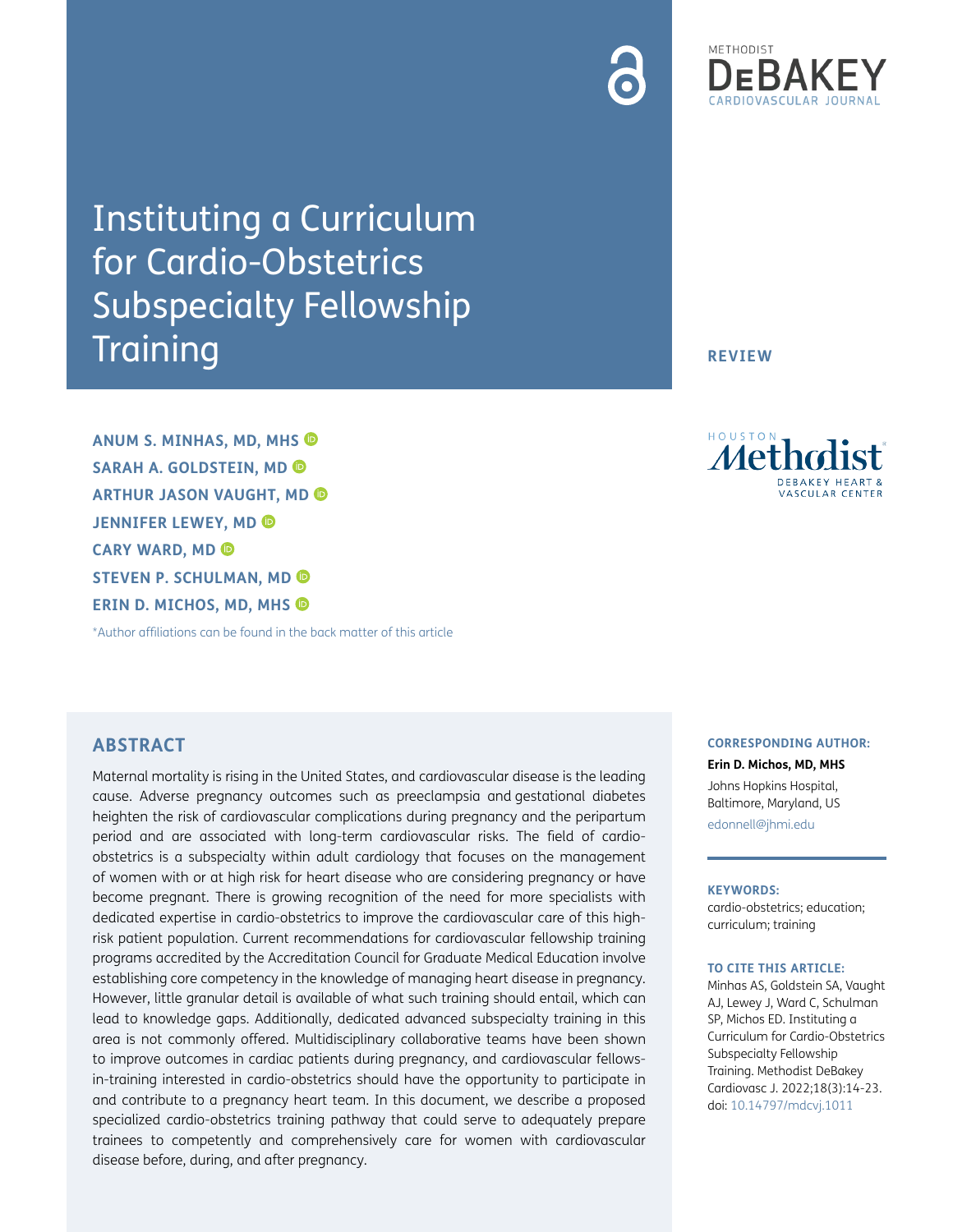# Instituting a Curriculum for Cardio-Obstetrics Subspecialty Fellowship Training

**REVIEW**

**ANUM S. MINHAS, MD, MHS**
**SARAH A. GOLDSTEIN, MD**
**ARTHUR JASON VAUGHT, MD**
**JENNIFER LEWEY, MD**
**CARY WARD, MD**
**STEVEN P. SCHULMAN, MD**
**ERIN D. MICHOS, MD, MHS**

*Author affiliations can be found in the back matter of this article

## ABSTRACT

Maternal mortality is rising in the United States, and cardiovascular disease is the leading cause. Adverse pregnancy outcomes such as preeclampsia and gestational diabetes heighten the risk of cardiovascular complications during pregnancy and the peripartum period and are associated with long-term cardiovascular risks. The field of cardio-obstetrics is a subspecialty within adult cardiology that focuses on the management of women with or at high risk for heart disease who are considering pregnancy or have become pregnant. There is growing recognition of the need for more specialists with dedicated expertise in cardio-obstetrics to improve the cardiovascular care of this high-risk patient population. Current recommendations for cardiovascular fellowship training programs accredited by the Accreditation Council for Graduate Medical Education involve establishing core competency in the knowledge of managing heart disease in pregnancy. However, little granular detail is available of what such training should entail, which can lead to knowledge gaps. Additionally, dedicated advanced subspecialty training in this area is not commonly offered. Multidisciplinary collaborative teams have been shown to improve outcomes in cardiac patients during pregnancy, and cardiovascular fellows-in-training interested in cardio-obstetrics should have the opportunity to participate in and contribute to a pregnancy heart team. In this document, we describe a proposed specialized cardio-obstetrics training pathway that could serve to adequately prepare trainees to competently and comprehensively care for women with cardiovascular disease before, during, and after pregnancy.

**CORRESPONDING AUTHOR:**

**Erin D. Michos, MD, MHS**

Johns Hopkins Hospital, Baltimore, Maryland, US

edonnell@jhmi.edu

**KEYWORDS:**

cardio-obstetrics; education; curriculum; training

**TO CITE THIS ARTICLE:**

Minhas AS, Goldstein SA, Vaught AJ, Lewey J, Ward C, Schulman SP, Michos ED. Instituting a Curriculum for Cardio-Obstetrics Subspecialty Fellowship Training. Methodist DeBakey Cardiovasc J. 2022;18(3):14-23. doi: 10.14797/mdcvj.1011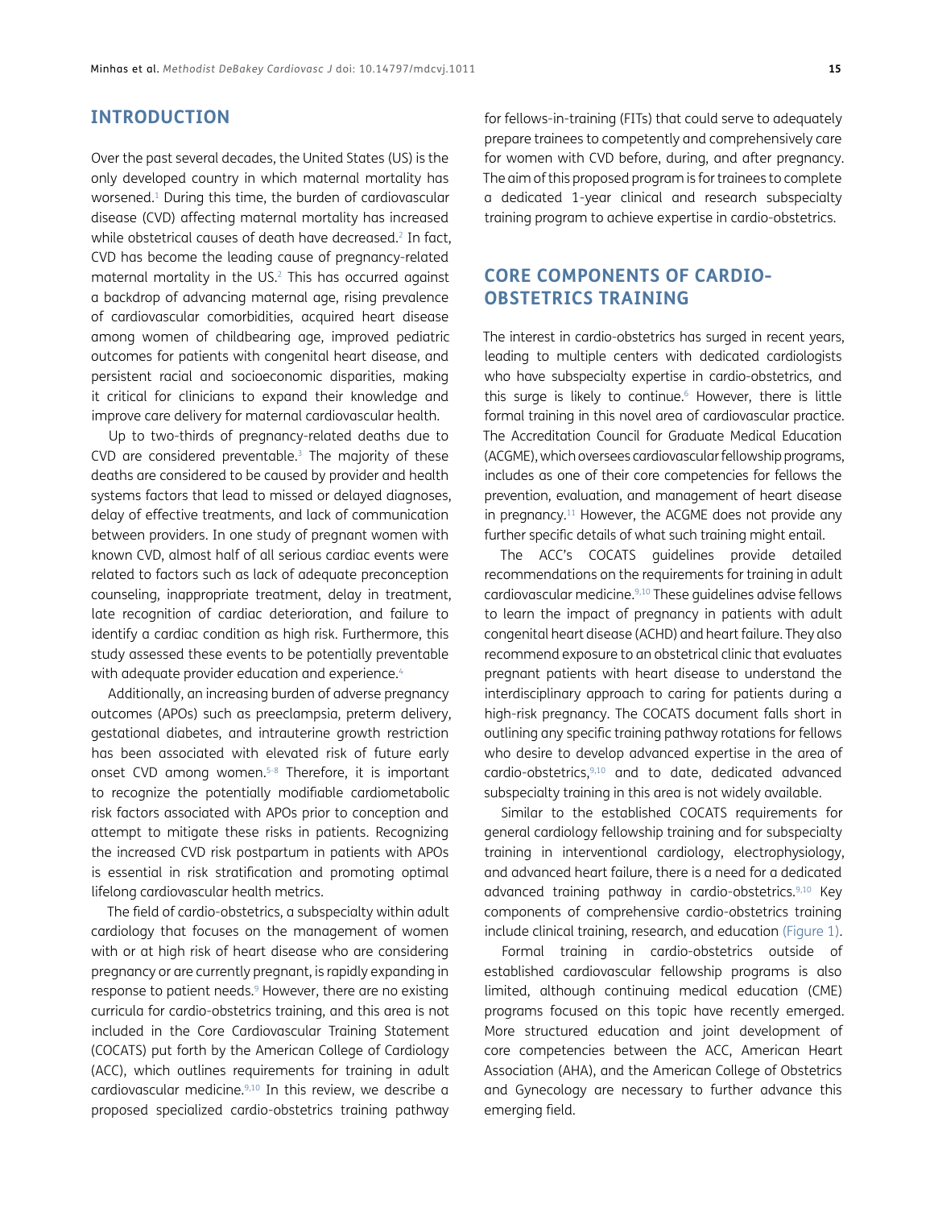## INTRODUCTION

Over the past several decades, the United States (US) is the only developed country in which maternal mortality has worsened.[1] During this time, the burden of cardiovascular disease (CVD) affecting maternal mortality has increased while obstetrical causes of death have decreased.[2] In fact, CVD has become the leading cause of pregnancy-related maternal mortality in the US.[2] This has occurred against a backdrop of advancing maternal age, rising prevalence of cardiovascular comorbidities, acquired heart disease among women of childbearing age, improved pediatric outcomes for patients with congenital heart disease, and persistent racial and socioeconomic disparities, making it critical for clinicians to expand their knowledge and improve care delivery for maternal cardiovascular health.

Up to two-thirds of pregnancy-related deaths due to CVD are considered preventable.[3] The majority of these deaths are considered to be caused by provider and health systems factors that lead to missed or delayed diagnoses, delay of effective treatments, and lack of communication between providers. In one study of pregnant women with known CVD, almost half of all serious cardiac events were related to factors such as lack of adequate preconception counseling, inappropriate treatment, delay in treatment, late recognition of cardiac deterioration, and failure to identify a cardiac condition as high risk. Furthermore, this study assessed these events to be potentially preventable with adequate provider education and experience.[4]

Additionally, an increasing burden of adverse pregnancy outcomes (APOs) such as preeclampsia, preterm delivery, gestational diabetes, and intrauterine growth restriction has been associated with elevated risk of future early onset CVD among women.[5-8] Therefore, it is important to recognize the potentially modifiable cardiometabolic risk factors associated with APOs prior to conception and attempt to mitigate these risks in patients. Recognizing the increased CVD risk postpartum in patients with APOs is essential in risk stratification and promoting optimal lifelong cardiovascular health metrics.

The field of cardio-obstetrics, a subspecialty within adult cardiology that focuses on the management of women with or at high risk of heart disease who are considering pregnancy or are currently pregnant, is rapidly expanding in response to patient needs.[9] However, there are no existing curricula for cardio-obstetrics training, and this area is not included in the Core Cardiovascular Training Statement (COCATS) put forth by the American College of Cardiology (ACC), which outlines requirements for training in adult cardiovascular medicine.[9,10] In this review, we describe a proposed specialized cardio-obstetrics training pathway for fellows-in-training (FITs) that could serve to adequately prepare trainees to competently and comprehensively care for women with CVD before, during, and after pregnancy. The aim of this proposed program is for trainees to complete a dedicated 1-year clinical and research subspecialty training program to achieve expertise in cardio-obstetrics.

## CORE COMPONENTS OF CARDIO-OBSTETRICS TRAINING

The interest in cardio-obstetrics has surged in recent years, leading to multiple centers with dedicated cardiologists who have subspecialty expertise in cardio-obstetrics, and this surge is likely to continue.[6] However, there is little formal training in this novel area of cardiovascular practice. The Accreditation Council for Graduate Medical Education (ACGME), which oversees cardiovascular fellowship programs, includes as one of their core competencies for fellows the prevention, evaluation, and management of heart disease in pregnancy.[11] However, the ACGME does not provide any further specific details of what such training might entail.

The ACC's COCATS guidelines provide detailed recommendations on the requirements for training in adult cardiovascular medicine.[9,10] These guidelines advise fellows to learn the impact of pregnancy in patients with adult congenital heart disease (ACHD) and heart failure. They also recommend exposure to an obstetrical clinic that evaluates pregnant patients with heart disease to understand the interdisciplinary approach to caring for patients during a high-risk pregnancy. The COCATS document falls short in outlining any specific training pathway rotations for fellows who desire to develop advanced expertise in the area of cardio-obstetrics,[9,10] and to date, dedicated advanced subspecialty training in this area is not widely available.

Similar to the established COCATS requirements for general cardiology fellowship training and for subspecialty training in interventional cardiology, electrophysiology, and advanced heart failure, there is a need for a dedicated advanced training pathway in cardio-obstetrics.[9,10] Key components of comprehensive cardio-obstetrics training include clinical training, research, and education (Figure 1).

Formal training in cardio-obstetrics outside of established cardiovascular fellowship programs is also limited, although continuing medical education (CME) programs focused on this topic have recently emerged. More structured education and joint development of core competencies between the ACC, American Heart Association (AHA), and the American College of Obstetrics and Gynecology are necessary to further advance this emerging field.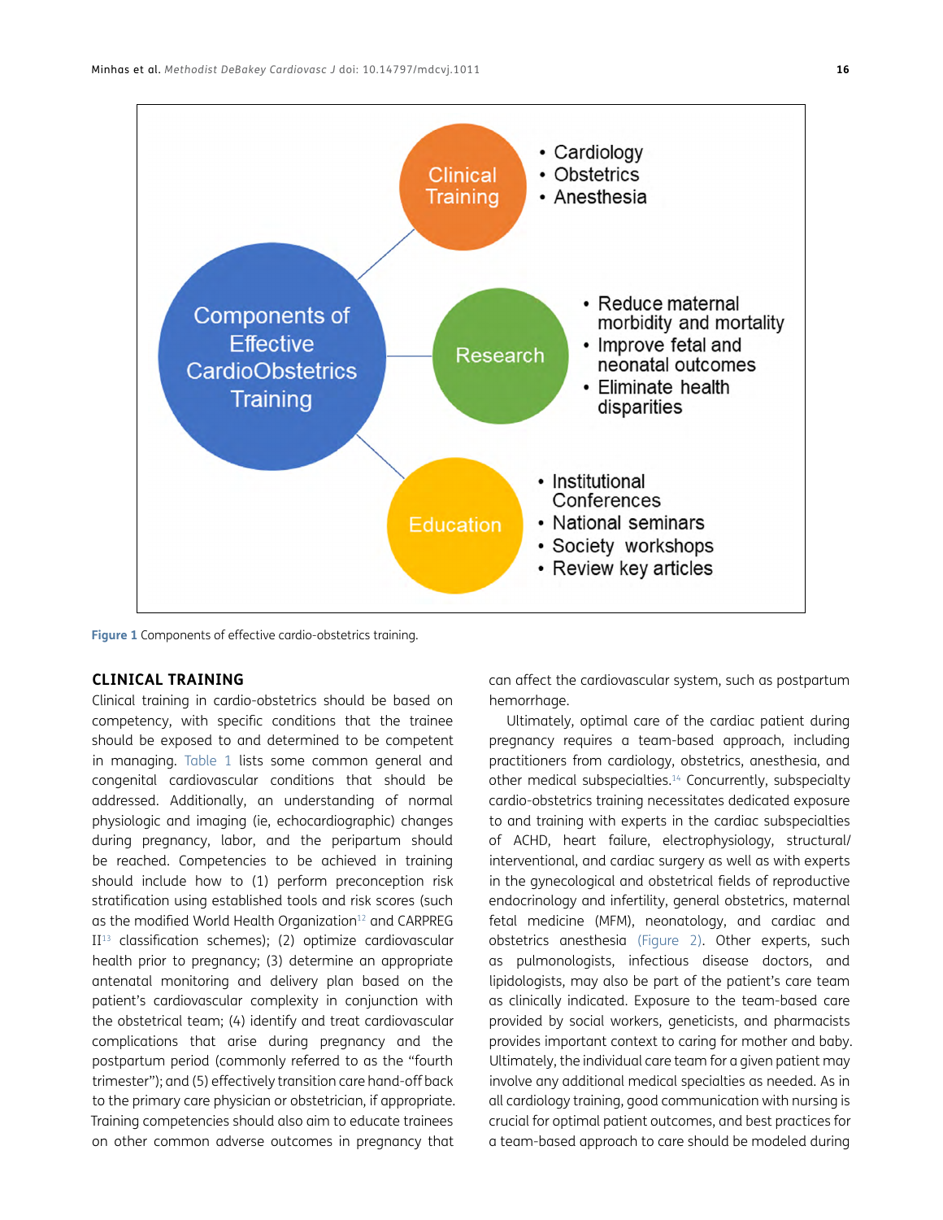Figure 1 Components of effective cardio-obstetrics training.

## CLINICAL TRAINING

Clinical training in cardio-obstetrics should be based on competency, with specific conditions that the trainee should be exposed to and determined to be competent in managing. Table 1 lists some common general and congenital cardiovascular conditions that should be addressed. Additionally, an understanding of normal physiologic and imaging (ie, echocardiographic) changes during pregnancy, labor, and the peripartum should be reached. Competencies to be achieved in training should include how to (1) perform preconception risk stratification using established tools and risk scores (such as the modified World Health Organization[12] and CARPREG II[13] classification schemes); (2) optimize cardiovascular health prior to pregnancy; (3) determine an appropriate antenatal monitoring and delivery plan based on the patient's cardiovascular complexity in conjunction with the obstetrical team; (4) identify and treat cardiovascular complications that arise during pregnancy and the postpartum period (commonly referred to as the "fourth trimester"); and (5) effectively transition care hand-off back to the primary care physician or obstetrician, if appropriate. Training competencies should also aim to educate trainees on other common adverse outcomes in pregnancy that can affect the cardiovascular system, such as postpartum hemorrhage.

Ultimately, optimal care of the cardiac patient during pregnancy requires a team-based approach, including practitioners from cardiology, obstetrics, anesthesia, and other medical subspecialties.[14] Concurrently, subspecialty cardio-obstetrics training necessitates dedicated exposure to and training with experts in the cardiac subspecialties of ACHD, heart failure, electrophysiology, structural/interventional, and cardiac surgery as well as with experts in the gynecological and obstetrical fields of reproductive endocrinology and infertility, general obstetrics, maternal fetal medicine (MFM), neonatology, and cardiac and obstetrics anesthesia (Figure 2). Other experts, such as pulmonologists, infectious disease doctors, and lipidologists, may also be part of the patient's care team as clinically indicated. Exposure to the team-based care provided by social workers, geneticists, and pharmacists provides important context to caring for mother and baby. Ultimately, the individual care team for a given patient may involve any additional medical specialties as needed. As in all cardiology training, good communication with nursing is crucial for optimal patient outcomes, and best practices for a team-based approach to care should be modeled during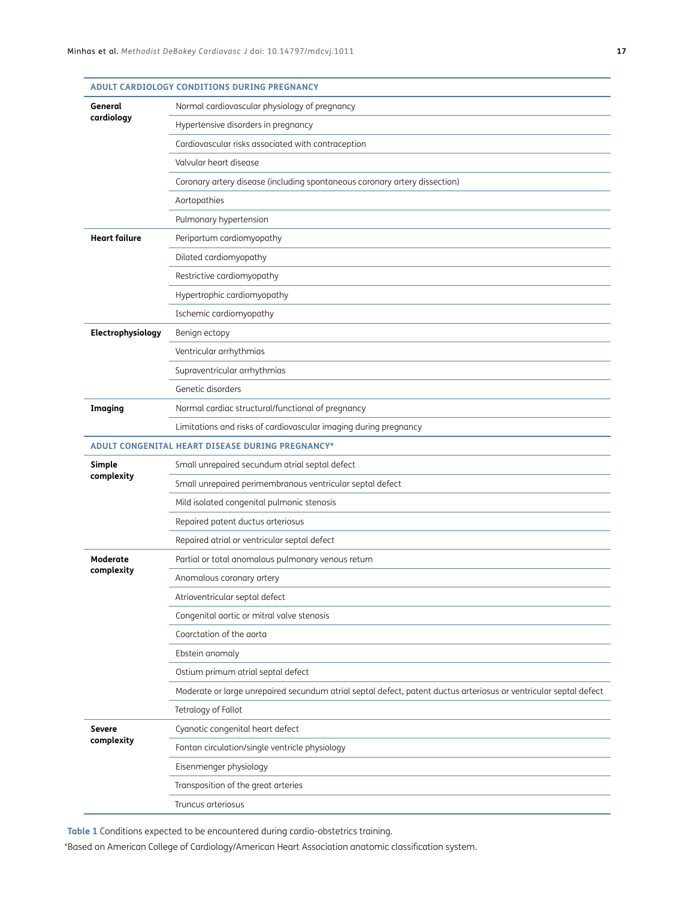| ADULT CARDIOLOGY CONDITIONS DURING PREGNANCY | |
|---|---|
| **General cardiology** | Normal cardiovascular physiology of pregnancy |
| | Hypertensive disorders in pregnancy |
| | Cardiovascular risks associated with contraception |
| | Valvular heart disease |
| | Coronary artery disease (including spontaneous coronary artery dissection) |
| | Aortopathies |
| | Pulmonary hypertension |
| **Heart failure** | Peripartum cardiomyopathy |
| | Dilated cardiomyopathy |
| | Restrictive cardiomyopathy |
| | Hypertrophic cardiomyopathy |
| | Ischemic cardiomyopathy |
| **Electrophysiology** | Benign ectopy |
| | Ventricular arrhythmias |
| | Supraventricular arrhythmias |
| | Genetic disorders |
| **Imaging** | Normal cardiac structural/functional of pregnancy |
| | Limitations and risks of cardiovascular imaging during pregnancy |
| **ADULT CONGENITAL HEART DISEASE DURING PREGNANCY*** | |
| **Simple complexity** | Small unrepaired secundum atrial septal defect |
| | Small unrepaired perimembranous ventricular septal defect |
| | Mild isolated congenital pulmonic stenosis |
| | Repaired patent ductus arteriosus |
| | Repaired atrial or ventricular septal defect |
| **Moderate complexity** | Partial or total anomalous pulmonary venous return |
| | Anomalous coronary artery |
| | Atrioventricular septal defect |
| | Congenital aortic or mitral valve stenosis |
| | Coarctation of the aorta |
| | Ebstein anomaly |
| | Ostium primum atrial septal defect |
| | Moderate or large unrepaired secundum atrial septal defect, patent ductus arteriosus or ventricular septal defect |
| | Tetralogy of Fallot |
| **Severe complexity** | Cyanotic congenital heart defect |
| | Fontan circulation/single ventricle physiology |
| | Eisenmenger physiology |
| | Transposition of the great arteries |
| | Truncus arteriosus |

**Table 1** Conditions expected to be encountered during cardio-obstetrics training.

*Based on American College of Cardiology/American Heart Association anatomic classification system.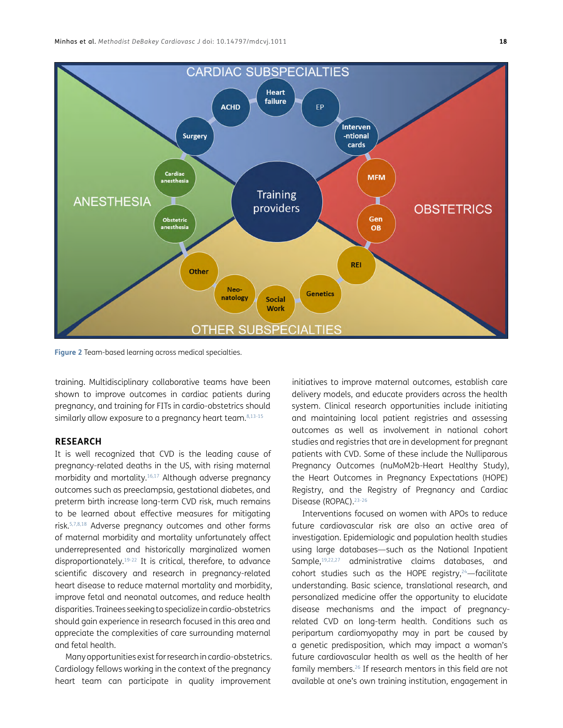Figure 2 Team-based learning across medical specialties.

training. Multidisciplinary collaborative teams have been shown to improve outcomes in cardiac patients during pregnancy, and training for FITs in cardio-obstetrics should similarly allow exposure to a pregnancy heart team.[8,13-15]

## RESEARCH

It is well recognized that CVD is the leading cause of pregnancy-related deaths in the US, with rising maternal morbidity and mortality.[16,17] Although adverse pregnancy outcomes such as preeclampsia, gestational diabetes, and preterm birth increase long-term CVD risk, much remains to be learned about effective measures for mitigating risk.[5,7,8,18] Adverse pregnancy outcomes and other forms of maternal morbidity and mortality unfortunately affect underrepresented and historically marginalized women disproportionately.[19-22] It is critical, therefore, to advance scientific discovery and research in pregnancy-related heart disease to reduce maternal mortality and morbidity, improve fetal and neonatal outcomes, and reduce health disparities. Trainees seeking to specialize in cardio-obstetrics should gain experience in research focused in this area and appreciate the complexities of care surrounding maternal and fetal health.

Many opportunities exist for research in cardio-obstetrics. Cardiology fellows working in the context of the pregnancy heart team can participate in quality improvement initiatives to improve maternal outcomes, establish care delivery models, and educate providers across the health system. Clinical research opportunities include initiating and maintaining local patient registries and assessing outcomes as well as involvement in national cohort studies and registries that are in development for pregnant patients with CVD. Some of these include the Nulliparous Pregnancy Outcomes (nuMoM2b-Heart Healthy Study), the Heart Outcomes in Pregnancy Expectations (HOPE) Registry, and the Registry of Pregnancy and Cardiac Disease (ROPAC).[23-26]

Interventions focused on women with APOs to reduce future cardiovascular risk are also an active area of investigation. Epidemiologic and population health studies using large databases—such as the National Inpatient Sample,[19,22,27] administrative claims databases, and cohort studies such as the HOPE registry,[24]—facilitate understanding. Basic science, translational research, and personalized medicine offer the opportunity to elucidate disease mechanisms and the impact of pregnancy-related CVD on long-term health. Conditions such as peripartum cardiomyopathy may in part be caused by a genetic predisposition, which may impact a woman's future cardiovascular health as well as the health of her family members.[26] If research mentors in this field are not available at one's own training institution, engagement in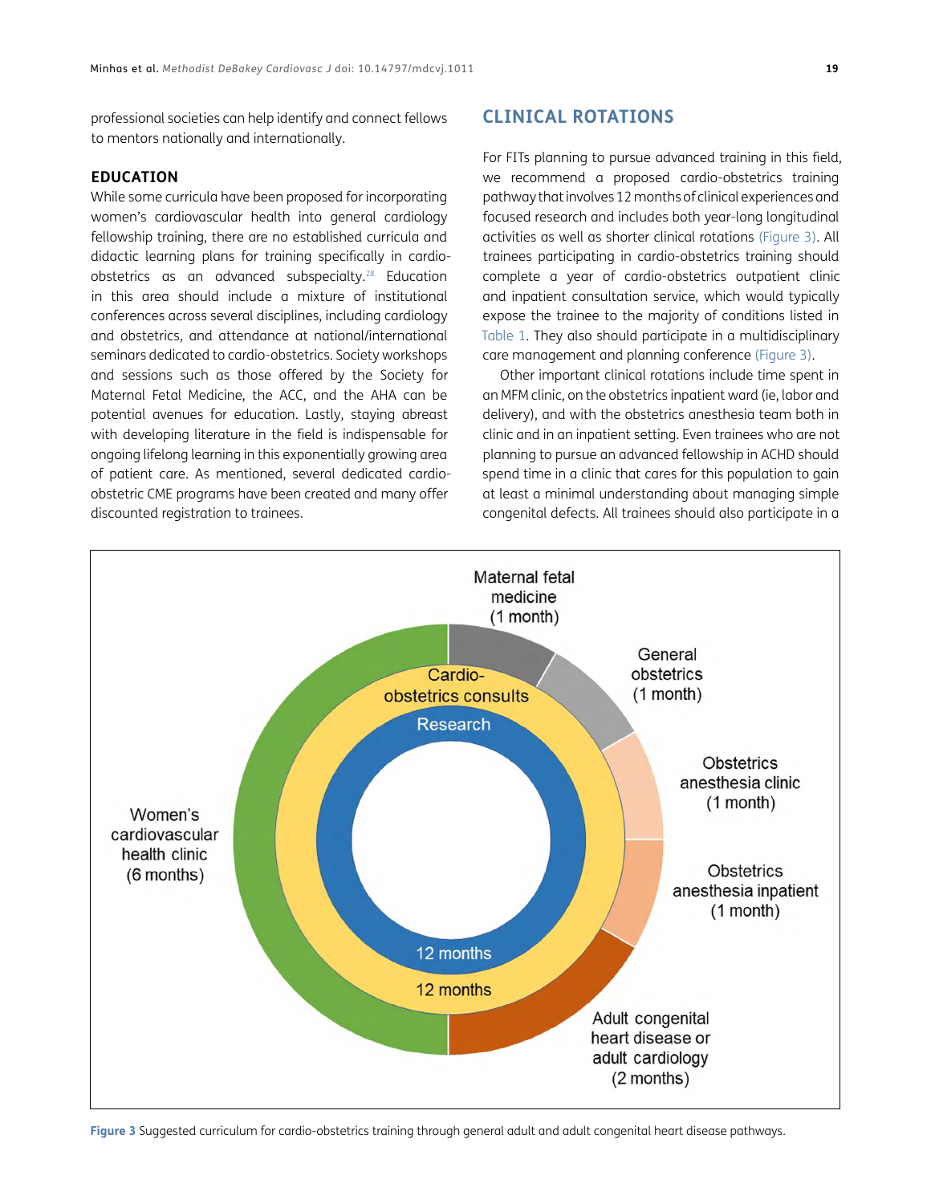professional societies can help identify and connect fellows to mentors nationally and internationally.

### EDUCATION

While some curricula have been proposed for incorporating women's cardiovascular health into general cardiology fellowship training, there are no established curricula and didactic learning plans for training specifically in cardio-obstetrics as an advanced subspecialty.[28] Education in this area should include a mixture of institutional conferences across several disciplines, including cardiology and obstetrics, and attendance at national/international seminars dedicated to cardio-obstetrics. Society workshops and sessions such as those offered by the Society for Maternal Fetal Medicine, the ACC, and the AHA can be potential avenues for education. Lastly, staying abreast with developing literature in the field is indispensable for ongoing lifelong learning in this exponentially growing area of patient care. As mentioned, several dedicated cardio-obstetric CME programs have been created and many offer discounted registration to trainees.

## CLINICAL ROTATIONS

For FITs planning to pursue advanced training in this field, we recommend a proposed cardio-obstetrics training pathway that involves 12 months of clinical experiences and focused research and includes both year-long longitudinal activities as well as shorter clinical rotations (Figure 3). All trainees participating in cardio-obstetrics training should complete a year of cardio-obstetrics outpatient clinic and inpatient consultation service, which would typically expose the trainee to the majority of conditions listed in Table 1. They also should participate in a multidisciplinary care management and planning conference (Figure 3).

Other important clinical rotations include time spent in an MFM clinic, on the obstetrics inpatient ward (ie, labor and delivery), and with the obstetrics anesthesia team both in clinic and in an inpatient setting. Even trainees who are not planning to pursue an advanced fellowship in ACHD should spend time in a clinic that cares for this population to gain at least a minimal understanding about managing simple congenital defects. All trainees should also participate in a

Figure 3 Suggested curriculum for cardio-obstetrics training through general adult and adult congenital heart disease pathways.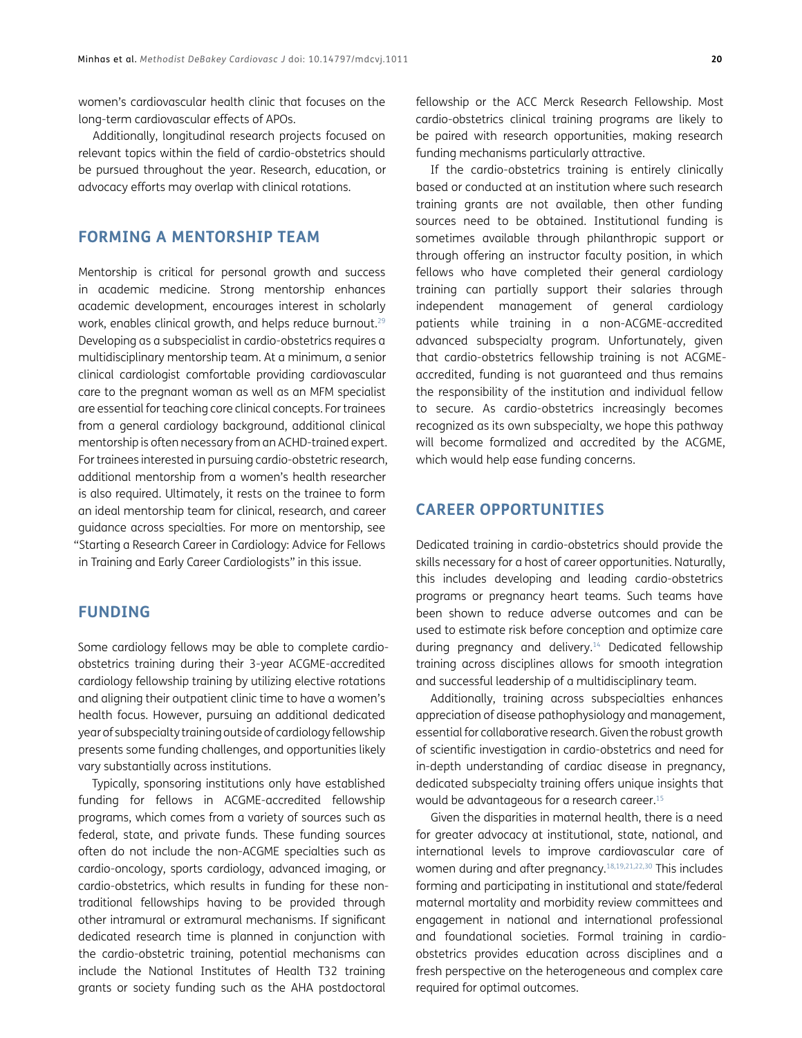women's cardiovascular health clinic that focuses on the long-term cardiovascular effects of APOs.

Additionally, longitudinal research projects focused on relevant topics within the field of cardio-obstetrics should be pursued throughout the year. Research, education, or advocacy efforts may overlap with clinical rotations.

## FORMING A MENTORSHIP TEAM

Mentorship is critical for personal growth and success in academic medicine. Strong mentorship enhances academic development, encourages interest in scholarly work, enables clinical growth, and helps reduce burnout.[29] Developing as a subspecialist in cardio-obstetrics requires a multidisciplinary mentorship team. At a minimum, a senior clinical cardiologist comfortable providing cardiovascular care to the pregnant woman as well as an MFM specialist are essential for teaching core clinical concepts. For trainees from a general cardiology background, additional clinical mentorship is often necessary from an ACHD-trained expert. For trainees interested in pursuing cardio-obstetric research, additional mentorship from a women's health researcher is also required. Ultimately, it rests on the trainee to form an ideal mentorship team for clinical, research, and career guidance across specialties. For more on mentorship, see "Starting a Research Career in Cardiology: Advice for Fellows in Training and Early Career Cardiologists" in this issue.

## FUNDING

Some cardiology fellows may be able to complete cardio-obstetrics training during their 3-year ACGME-accredited cardiology fellowship training by utilizing elective rotations and aligning their outpatient clinic time to have a women's health focus. However, pursuing an additional dedicated year of subspecialty training outside of cardiology fellowship presents some funding challenges, and opportunities likely vary substantially across institutions.

Typically, sponsoring institutions only have established funding for fellows in ACGME-accredited fellowship programs, which comes from a variety of sources such as federal, state, and private funds. These funding sources often do not include the non-ACGME specialties such as cardio-oncology, sports cardiology, advanced imaging, or cardio-obstetrics, which results in funding for these non-traditional fellowships having to be provided through other intramural or extramural mechanisms. If significant dedicated research time is planned in conjunction with the cardio-obstetric training, potential mechanisms can include the National Institutes of Health T32 training grants or society funding such as the AHA postdoctoral fellowship or the ACC Merck Research Fellowship. Most cardio-obstetrics clinical training programs are likely to be paired with research opportunities, making research funding mechanisms particularly attractive.

If the cardio-obstetrics training is entirely clinically based or conducted at an institution where such research training grants are not available, then other funding sources need to be obtained. Institutional funding is sometimes available through philanthropic support or through offering an instructor faculty position, in which fellows who have completed their general cardiology training can partially support their salaries through independent management of general cardiology patients while training in a non-ACGME-accredited advanced subspecialty program. Unfortunately, given that cardio-obstetrics fellowship training is not ACGME-accredited, funding is not guaranteed and thus remains the responsibility of the institution and individual fellow to secure. As cardio-obstetrics increasingly becomes recognized as its own subspecialty, we hope this pathway will become formalized and accredited by the ACGME, which would help ease funding concerns.

## CAREER OPPORTUNITIES

Dedicated training in cardio-obstetrics should provide the skills necessary for a host of career opportunities. Naturally, this includes developing and leading cardio-obstetrics programs or pregnancy heart teams. Such teams have been shown to reduce adverse outcomes and can be used to estimate risk before conception and optimize care during pregnancy and delivery.[14] Dedicated fellowship training across disciplines allows for smooth integration and successful leadership of a multidisciplinary team.

Additionally, training across subspecialties enhances appreciation of disease pathophysiology and management, essential for collaborative research. Given the robust growth of scientific investigation in cardio-obstetrics and need for in-depth understanding of cardiac disease in pregnancy, dedicated subspecialty training offers unique insights that would be advantageous for a research career.[15]

Given the disparities in maternal health, there is a need for greater advocacy at institutional, state, national, and international levels to improve cardiovascular care of women during and after pregnancy.[18,19,21,22,30] This includes forming and participating in institutional and state/federal maternal mortality and morbidity review committees and engagement in national and international professional and foundational societies. Formal training in cardio-obstetrics provides education across disciplines and a fresh perspective on the heterogeneous and complex care required for optimal outcomes.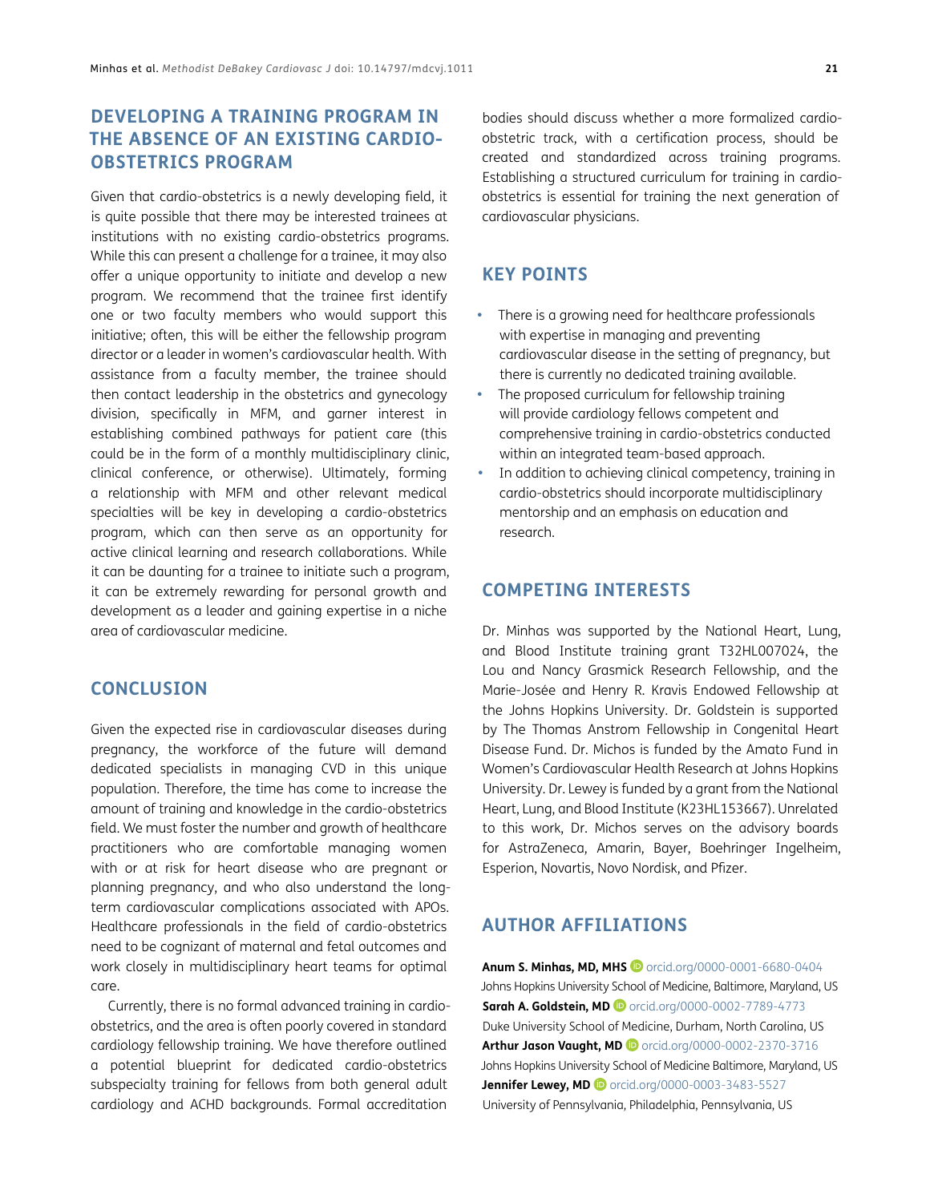## DEVELOPING A TRAINING PROGRAM IN THE ABSENCE OF AN EXISTING CARDIO-OBSTETRICS PROGRAM

Given that cardio-obstetrics is a newly developing field, it is quite possible that there may be interested trainees at institutions with no existing cardio-obstetrics programs. While this can present a challenge for a trainee, it may also offer a unique opportunity to initiate and develop a new program. We recommend that the trainee first identify one or two faculty members who would support this initiative; often, this will be either the fellowship program director or a leader in women's cardiovascular health. With assistance from a faculty member, the trainee should then contact leadership in the obstetrics and gynecology division, specifically in MFM, and garner interest in establishing combined pathways for patient care (this could be in the form of a monthly multidisciplinary clinic, clinical conference, or otherwise). Ultimately, forming a relationship with MFM and other relevant medical specialties will be key in developing a cardio-obstetrics program, which can then serve as an opportunity for active clinical learning and research collaborations. While it can be daunting for a trainee to initiate such a program, it can be extremely rewarding for personal growth and development as a leader and gaining expertise in a niche area of cardiovascular medicine.

## CONCLUSION

Given the expected rise in cardiovascular diseases during pregnancy, the workforce of the future will demand dedicated specialists in managing CVD in this unique population. Therefore, the time has come to increase the amount of training and knowledge in the cardio-obstetrics field. We must foster the number and growth of healthcare practitioners who are comfortable managing women with or at risk for heart disease who are pregnant or planning pregnancy, and who also understand the long-term cardiovascular complications associated with APOs. Healthcare professionals in the field of cardio-obstetrics need to be cognizant of maternal and fetal outcomes and work closely in multidisciplinary heart teams for optimal care.

Currently, there is no formal advanced training in cardio-obstetrics, and the area is often poorly covered in standard cardiology fellowship training. We have therefore outlined a potential blueprint for dedicated cardio-obstetrics subspecialty training for fellows from both general adult cardiology and ACHD backgrounds. Formal accreditation bodies should discuss whether a more formalized cardio-obstetric track, with a certification process, should be created and standardized across training programs. Establishing a structured curriculum for training in cardio-obstetrics is essential for training the next generation of cardiovascular physicians.

## KEY POINTS

- There is a growing need for healthcare professionals with expertise in managing and preventing cardiovascular disease in the setting of pregnancy, but there is currently no dedicated training available.
- The proposed curriculum for fellowship training will provide cardiology fellows competent and comprehensive training in cardio-obstetrics conducted within an integrated team-based approach.
- In addition to achieving clinical competency, training in cardio-obstetrics should incorporate multidisciplinary mentorship and an emphasis on education and research.

## COMPETING INTERESTS

Dr. Minhas was supported by the National Heart, Lung, and Blood Institute training grant T32HL007024, the Lou and Nancy Grasmick Research Fellowship, and the Marie-Josée and Henry R. Kravis Endowed Fellowship at the Johns Hopkins University. Dr. Goldstein is supported by The Thomas Anstrom Fellowship in Congenital Heart Disease Fund. Dr. Michos is funded by the Amato Fund in Women's Cardiovascular Health Research at Johns Hopkins University. Dr. Lewey is funded by a grant from the National Heart, Lung, and Blood Institute (K23HL153667). Unrelated to this work, Dr. Michos serves on the advisory boards for AstraZeneca, Amarin, Bayer, Boehringer Ingelheim, Esperion, Novartis, Novo Nordisk, and Pfizer.

## AUTHOR AFFILIATIONS

**Anum S. Minhas, MD, MHS** orcid.org/0000-0001-6680-0404
Johns Hopkins University School of Medicine, Baltimore, Maryland, US

**Sarah A. Goldstein, MD** orcid.org/0000-0002-7789-4773
Duke University School of Medicine, Durham, North Carolina, US

**Arthur Jason Vaught, MD** orcid.org/0000-0002-2370-3716
Johns Hopkins University School of Medicine Baltimore, Maryland, US

**Jennifer Lewey, MD** orcid.org/0000-0003-3483-5527
University of Pennsylvania, Philadelphia, Pennsylvania, US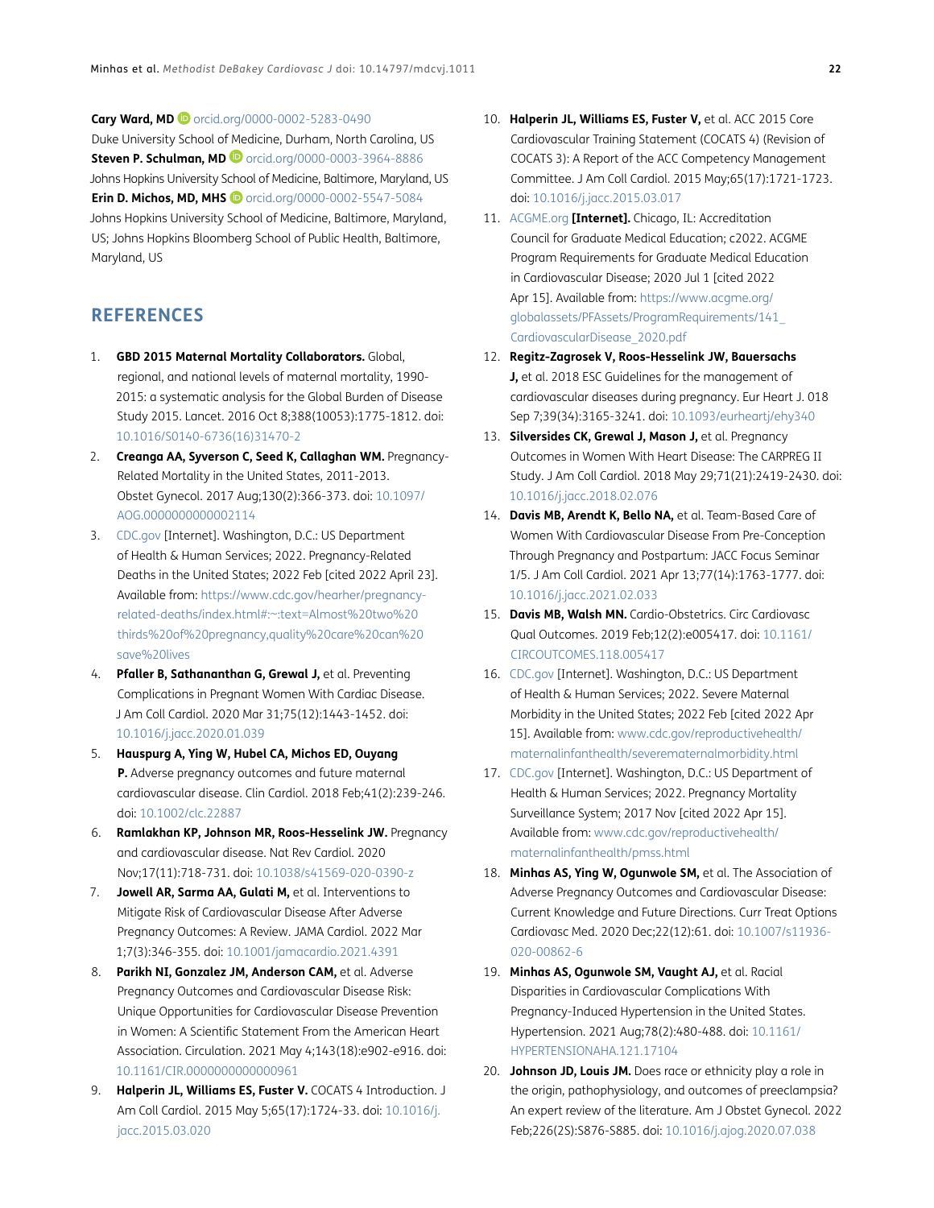**Cary Ward, MD** orcid.org/0000-0002-5283-0490
Duke University School of Medicine, Durham, North Carolina, US

**Steven P. Schulman, MD** orcid.org/0000-0003-3964-8886
Johns Hopkins University School of Medicine, Baltimore, Maryland, US

**Erin D. Michos, MD, MHS** orcid.org/0000-0002-5547-5084
Johns Hopkins University School of Medicine, Baltimore, Maryland, US; Johns Hopkins Bloomberg School of Public Health, Baltimore, Maryland, US

## REFERENCES

1. **GBD 2015 Maternal Mortality Collaborators.** Global, regional, and national levels of maternal mortality, 1990-2015: a systematic analysis for the Global Burden of Disease Study 2015. Lancet. 2016 Oct 8;388(10053):1775-1812. doi: 10.1016/S0140-6736(16)31470-2
2. **Creanga AA, Syverson C, Seed K, Callaghan WM.** Pregnancy-Related Mortality in the United States, 2011-2013. Obstet Gynecol. 2017 Aug;130(2):366-373. doi: 10.1097/AOG.0000000000002114
3. CDC.gov [Internet]. Washington, D.C.: US Department of Health & Human Services; 2022. Pregnancy-Related Deaths in the United States; 2022 Feb [cited 2022 April 23]. Available from: https://www.cdc.gov/hearher/pregnancy-related-deaths/index.html#:~:text=Almost%20two%20thirds%20of%20pregnancy,quality%20care%20can%20save%20lives
4. **Pfaller B, Sathananthan G, Grewal J,** et al. Preventing Complications in Pregnant Women With Cardiac Disease. J Am Coll Cardiol. 2020 Mar 31;75(12):1443-1452. doi: 10.1016/j.jacc.2020.01.039
5. **Hauspurg A, Ying W, Hubel CA, Michos ED, Ouyang P.** Adverse pregnancy outcomes and future maternal cardiovascular disease. Clin Cardiol. 2018 Feb;41(2):239-246. doi: 10.1002/clc.22887
6. **Ramlakhan KP, Johnson MR, Roos-Hesselink JW.** Pregnancy and cardiovascular disease. Nat Rev Cardiol. 2020 Nov;17(11):718-731. doi: 10.1038/s41569-020-0390-z
7. **Jowell AR, Sarma AA, Gulati M,** et al. Interventions to Mitigate Risk of Cardiovascular Disease After Adverse Pregnancy Outcomes: A Review. JAMA Cardiol. 2022 Mar 1;7(3):346-355. doi: 10.1001/jamacardio.2021.4391
8. **Parikh NI, Gonzalez JM, Anderson CAM,** et al. Adverse Pregnancy Outcomes and Cardiovascular Disease Risk: Unique Opportunities for Cardiovascular Disease Prevention in Women: A Scientific Statement From the American Heart Association. Circulation. 2021 May 4;143(18):e902-e916. doi: 10.1161/CIR.0000000000000961
9. **Halperin JL, Williams ES, Fuster V.** COCATS 4 Introduction. J Am Coll Cardiol. 2015 May 5;65(17):1724-33. doi: 10.1016/j.jacc.2015.03.020
10. **Halperin JL, Williams ES, Fuster V,** et al. ACC 2015 Core Cardiovascular Training Statement (COCATS 4) (Revision of COCATS 3): A Report of the ACC Competency Management Committee. J Am Coll Cardiol. 2015 May;65(17):1721-1723. doi: 10.1016/j.jacc.2015.03.017
11. ACGME.org **[Internet].** Chicago, IL: Accreditation Council for Graduate Medical Education; c2022. ACGME Program Requirements for Graduate Medical Education in Cardiovascular Disease; 2020 Jul 1 [cited 2022 Apr 15]. Available from: https://www.acgme.org/globalassets/PFAssets/ProgramRequirements/141_CardiovascularDisease_2020.pdf
12. **Regitz-Zagrosek V, Roos-Hesselink JW, Bauersachs J,** et al. 2018 ESC Guidelines for the management of cardiovascular diseases during pregnancy. Eur Heart J. 018 Sep 7;39(34):3165-3241. doi: 10.1093/eurheartj/ehy340
13. **Silversides CK, Grewal J, Mason J,** et al. Pregnancy Outcomes in Women With Heart Disease: The CARPREG II Study. J Am Coll Cardiol. 2018 May 29;71(21):2419-2430. doi: 10.1016/j.jacc.2018.02.076
14. **Davis MB, Arendt K, Bello NA,** et al. Team-Based Care of Women With Cardiovascular Disease From Pre-Conception Through Pregnancy and Postpartum: JACC Focus Seminar 1/5. J Am Coll Cardiol. 2021 Apr 13;77(14):1763-1777. doi: 10.1016/j.jacc.2021.02.033
15. **Davis MB, Walsh MN.** Cardio-Obstetrics. Circ Cardiovasc Qual Outcomes. 2019 Feb;12(2):e005417. doi: 10.1161/CIRCOUTCOMES.118.005417
16. CDC.gov [Internet]. Washington, D.C.: US Department of Health & Human Services; 2022. Severe Maternal Morbidity in the United States; 2022 Feb [cited 2022 Apr 15]. Available from: www.cdc.gov/reproductivehealth/maternalinfanthealth/severematernalmorbidity.html
17. CDC.gov [Internet]. Washington, D.C.: US Department of Health & Human Services; 2022. Pregnancy Mortality Surveillance System; 2017 Nov [cited 2022 Apr 15]. Available from: www.cdc.gov/reproductivehealth/maternalinfanthealth/pmss.html
18. **Minhas AS, Ying W, Ogunwole SM,** et al. The Association of Adverse Pregnancy Outcomes and Cardiovascular Disease: Current Knowledge and Future Directions. Curr Treat Options Cardiovasc Med. 2020 Dec;22(12):61. doi: 10.1007/s11936-020-00862-6
19. **Minhas AS, Ogunwole SM, Vaught AJ,** et al. Racial Disparities in Cardiovascular Complications With Pregnancy-Induced Hypertension in the United States. Hypertension. 2021 Aug;78(2):480-488. doi: 10.1161/HYPERTENSIONAHA.121.17104
20. **Johnson JD, Louis JM.** Does race or ethnicity play a role in the origin, pathophysiology, and outcomes of preeclampsia? An expert review of the literature. Am J Obstet Gynecol. 2022 Feb;226(2S):S876-S885. doi: 10.1016/j.ajog.2020.07.038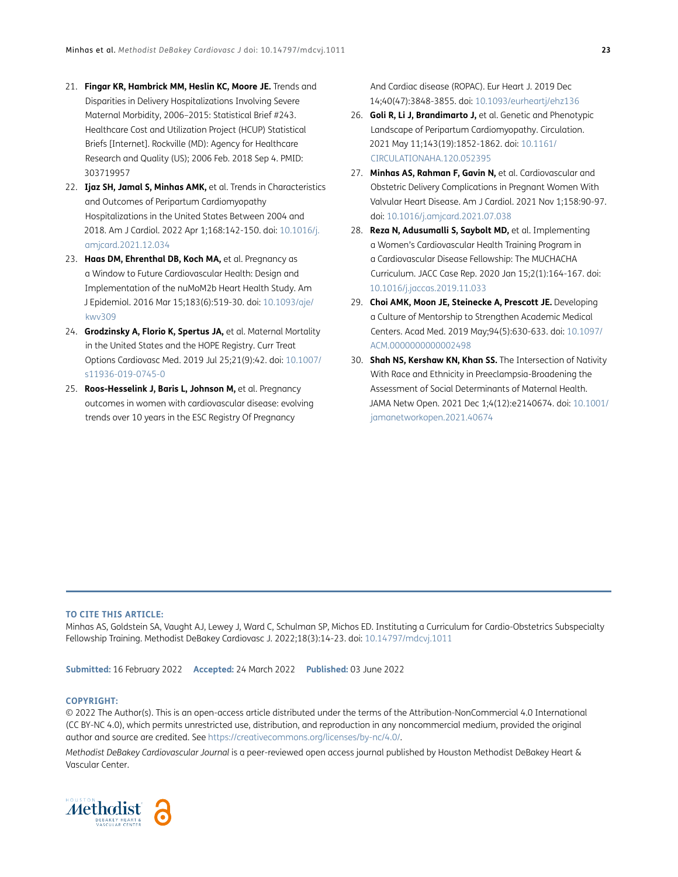21. **Fingar KR, Hambrick MM, Heslin KC, Moore JE.** Trends and Disparities in Delivery Hospitalizations Involving Severe Maternal Morbidity, 2006–2015: Statistical Brief #243. Healthcare Cost and Utilization Project (HCUP) Statistical Briefs [Internet]. Rockville (MD): Agency for Healthcare Research and Quality (US); 2006 Feb. 2018 Sep 4. PMID: 303719957
22. **Ijaz SH, Jamal S, Minhas AMK,** et al. Trends in Characteristics and Outcomes of Peripartum Cardiomyopathy Hospitalizations in the United States Between 2004 and 2018. Am J Cardiol. 2022 Apr 1;168:142-150. doi: 10.1016/j.amjcard.2021.12.034
23. **Haas DM, Ehrenthal DB, Koch MA,** et al. Pregnancy as a Window to Future Cardiovascular Health: Design and Implementation of the nuMoM2b Heart Health Study. Am J Epidemiol. 2016 Mar 15;183(6):519-30. doi: 10.1093/aje/kwv309
24. **Grodzinsky A, Florio K, Spertus JA,** et al. Maternal Mortality in the United States and the HOPE Registry. Curr Treat Options Cardiovasc Med. 2019 Jul 25;21(9):42. doi: 10.1007/s11936-019-0745-0
25. **Roos-Hesselink J, Baris L, Johnson M,** et al. Pregnancy outcomes in women with cardiovascular disease: evolving trends over 10 years in the ESC Registry Of Pregnancy And Cardiac disease (ROPAC). Eur Heart J. 2019 Dec 14;40(47):3848-3855. doi: 10.1093/eurheartj/ehz136
26. **Goli R, Li J, Brandimarto J,** et al. Genetic and Phenotypic Landscape of Peripartum Cardiomyopathy. Circulation. 2021 May 11;143(19):1852-1862. doi: 10.1161/CIRCULATIONAHA.120.052395
27. **Minhas AS, Rahman F, Gavin N,** et al. Cardiovascular and Obstetric Delivery Complications in Pregnant Women With Valvular Heart Disease. Am J Cardiol. 2021 Nov 1;158:90-97. doi: 10.1016/j.amjcard.2021.07.038
28. **Reza N, Adusumalli S, Saybolt MD,** et al. Implementing a Women's Cardiovascular Health Training Program in a Cardiovascular Disease Fellowship: The MUCHACHA Curriculum. JACC Case Rep. 2020 Jan 15;2(1):164-167. doi: 10.1016/j.jaccas.2019.11.033
29. **Choi AMK, Moon JE, Steinecke A, Prescott JE.** Developing a Culture of Mentorship to Strengthen Academic Medical Centers. Acad Med. 2019 May;94(5):630-633. doi: 10.1097/ACM.0000000000002498
30. **Shah NS, Kershaw KN, Khan SS.** The Intersection of Nativity With Race and Ethnicity in Preeclampsia-Broadening the Assessment of Social Determinants of Maternal Health. JAMA Netw Open. 2021 Dec 1;4(12):e2140674. doi: 10.1001/jamanetworkopen.2021.40674

**TO CITE THIS ARTICLE:**

Minhas AS, Goldstein SA, Vaught AJ, Lewey J, Ward C, Schulman SP, Michos ED. Instituting a Curriculum for Cardio-Obstetrics Subspecialty Fellowship Training. Methodist DeBakey Cardiovasc J. 2022;18(3):14-23. doi: 10.14797/mdcvj.1011

**Submitted:** 16 February 2022 **Accepted:** 24 March 2022 **Published:** 03 June 2022

**COPYRIGHT:**

© 2022 The Author(s). This is an open-access article distributed under the terms of the Attribution-NonCommercial 4.0 International (CC BY-NC 4.0), which permits unrestricted use, distribution, and reproduction in any noncommercial medium, provided the original author and source are credited. See https://creativecommons.org/licenses/by-nc/4.0/.

*Methodist DeBakey Cardiovascular Journal* is a peer-reviewed open access journal published by Houston Methodist DeBakey Heart & Vascular Center.